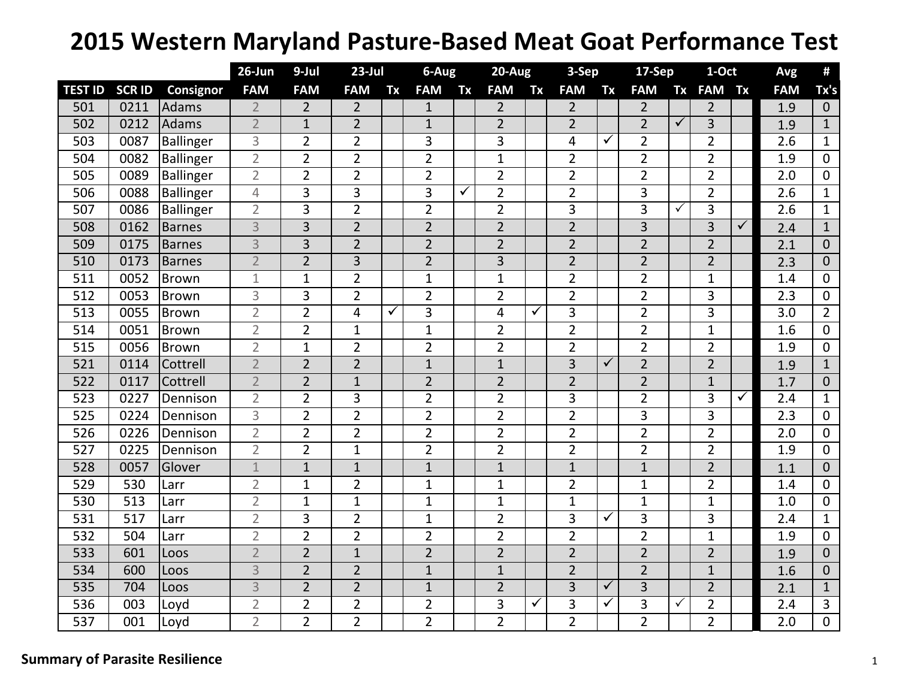# 2015 Western Maryland Pasture-Based Meat Goat Performance Test

| | | | 26-Jun | 9-Jul | 23-Jul | | 6-Aug | | 20-Aug | | 3-Sep | | 17-Sep | | 1-Oct | | Avg | # |
|---|---|---|---|---|---|---|---|---|---|---|---|---|---|---|---|---|---|---|
| TEST ID | SCR ID | Consignor | FAM | FAM | FAM | Tx | FAM | Tx | FAM | Tx | FAM | Tx | FAM | Tx | FAM | Tx | FAM | Tx's |
| 501 | 0211 | Adams | 2 | 2 | 2 | | 1 | | 2 | | 2 | | 2 | | 2 | | 1.9 | 0 |
| 502 | 0212 | Adams | 2 | 1 | 2 | | 1 | | 2 | | 2 | | 2 | ✓ | 3 | | 1.9 | 1 |
| 503 | 0087 | Ballinger | 3 | 2 | 2 | | 3 | | 3 | | 4 | ✓ | 2 | | 2 | | 2.6 | 1 |
| 504 | 0082 | Ballinger | 2 | 2 | 2 | | 2 | | 1 | | 2 | | 2 | | 2 | | 1.9 | 0 |
| 505 | 0089 | Ballinger | 2 | 2 | 2 | | 2 | | 2 | | 2 | | 2 | | 2 | | 2.0 | 0 |
| 506 | 0088 | Ballinger | 4 | 3 | 3 | | 3 | ✓ | 2 | | 2 | | 3 | | 2 | | 2.6 | 1 |
| 507 | 0086 | Ballinger | 2 | 3 | 2 | | 2 | | 2 | | 3 | | 3 | ✓ | 3 | | 2.6 | 1 |
| 508 | 0162 | Barnes | 3 | 3 | 2 | | 2 | | 2 | | 2 | | 3 | | 3 | ✓ | 2.4 | 1 |
| 509 | 0175 | Barnes | 3 | 3 | 2 | | 2 | | 2 | | 2 | | 2 | | 2 | | 2.1 | 0 |
| 510 | 0173 | Barnes | 2 | 2 | 3 | | 2 | | 3 | | 2 | | 2 | | 2 | | 2.3 | 0 |
| 511 | 0052 | Brown | 1 | 1 | 2 | | 1 | | 1 | | 2 | | 2 | | 1 | | 1.4 | 0 |
| 512 | 0053 | Brown | 3 | 3 | 2 | | 2 | | 2 | | 2 | | 2 | | 3 | | 2.3 | 0 |
| 513 | 0055 | Brown | 2 | 2 | 4 | ✓ | 3 | | 4 | ✓ | 3 | | 2 | | 3 | | 3.0 | 2 |
| 514 | 0051 | Brown | 2 | 2 | 1 | | 1 | | 2 | | 2 | | 2 | | 1 | | 1.6 | 0 |
| 515 | 0056 | Brown | 2 | 1 | 2 | | 2 | | 2 | | 2 | | 2 | | 2 | | 1.9 | 0 |
| 521 | 0114 | Cottrell | 2 | 2 | 2 | | 1 | | 1 | | 3 | ✓ | 2 | | 2 | | 1.9 | 1 |
| 522 | 0117 | Cottrell | 2 | 2 | 1 | | 2 | | 2 | | 2 | | 2 | | 1 | | 1.7 | 0 |
| 523 | 0227 | Dennison | 2 | 2 | 3 | | 2 | | 2 | | 3 | | 2 | | 3 | ✓ | 2.4 | 1 |
| 525 | 0224 | Dennison | 3 | 2 | 2 | | 2 | | 2 | | 2 | | 3 | | 3 | | 2.3 | 0 |
| 526 | 0226 | Dennison | 2 | 2 | 2 | | 2 | | 2 | | 2 | | 2 | | 2 | | 2.0 | 0 |
| 527 | 0225 | Dennison | 2 | 2 | 1 | | 2 | | 2 | | 2 | | 2 | | 2 | | 1.9 | 0 |
| 528 | 0057 | Glover | 1 | 1 | 1 | | 1 | | 1 | | 1 | | 1 | | 2 | | 1.1 | 0 |
| 529 | 530 | Larr | 2 | 1 | 2 | | 1 | | 1 | | 2 | | 1 | | 2 | | 1.4 | 0 |
| 530 | 513 | Larr | 2 | 1 | 1 | | 1 | | 1 | | 1 | | 1 | | 1 | | 1.0 | 0 |
| 531 | 517 | Larr | 2 | 3 | 2 | | 1 | | 2 | | 3 | ✓ | 3 | | 3 | | 2.4 | 1 |
| 532 | 504 | Larr | 2 | 2 | 2 | | 2 | | 2 | | 2 | | 2 | | 1 | | 1.9 | 0 |
| 533 | 601 | Loos | 2 | 2 | 1 | | 2 | | 2 | | 2 | | 2 | | 2 | | 1.9 | 0 |
| 534 | 600 | Loos | 3 | 2 | 2 | | 1 | | 1 | | 2 | | 2 | | 1 | | 1.6 | 0 |
| 535 | 704 | Loos | 3 | 2 | 2 | | 1 | | 2 | | 3 | ✓ | 3 | | 2 | | 2.1 | 1 |
| 536 | 003 | Loyd | 2 | 2 | 2 | | 2 | | 3 | ✓ | 3 | ✓ | 3 | ✓ | 2 | | 2.4 | 3 |
| 537 | 001 | Loyd | 2 | 2 | 2 | | 2 | | 2 | | 2 | | 2 | | 2 | | 2.0 | 0 |

**Summary of Parasite Resilience**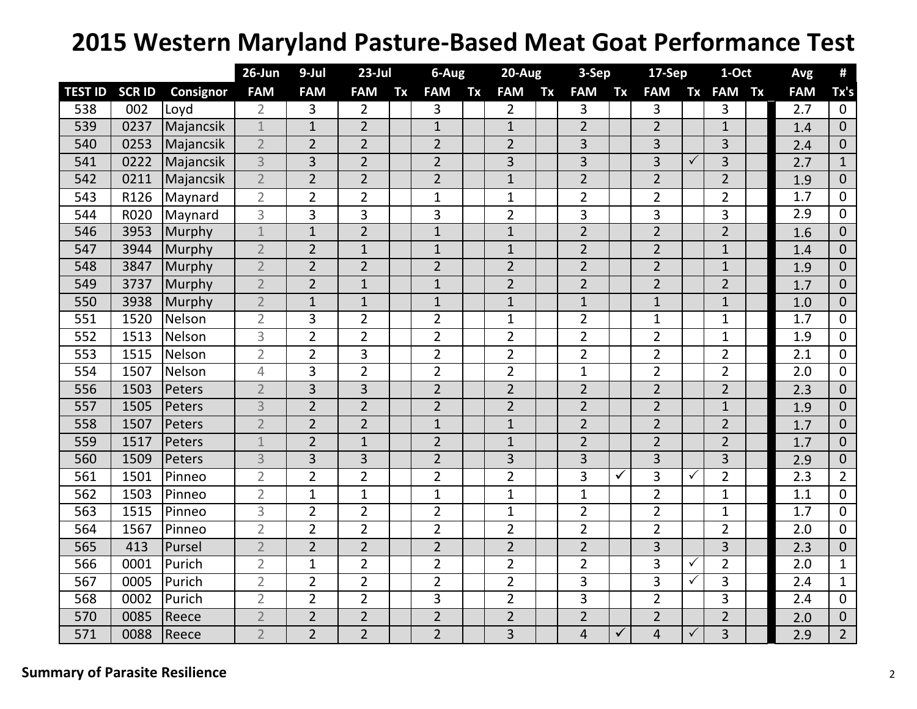# 2015 Western Maryland Pasture-Based Meat Goat Performance Test

| | | | 26-Jun | 9-Jul | 23-Jul | | 6-Aug | | 20-Aug | | 3-Sep | | 17-Sep | | 1-Oct | | Avg | # |
|---|---|---|---|---|---|---|---|---|---|---|---|---|---|---|---|---|---|---|
| TEST ID | SCR ID | Consignor | FAM | FAM | FAM | Tx | FAM | Tx | FAM | Tx | FAM | Tx | FAM | Tx | FAM | Tx | FAM | Tx's |
| 538 | 002 | Loyd | 2 | 3 | 2 | | 3 | | 2 | | 3 | | 3 | | 3 | | 2.7 | 0 |
| 539 | 0237 | Majancsik | 1 | 1 | 2 | | 1 | | 1 | | 2 | | 2 | | 1 | | 1.4 | 0 |
| 540 | 0253 | Majancsik | 2 | 2 | 2 | | 2 | | 2 | | 3 | | 3 | | 3 | | 2.4 | 0 |
| 541 | 0222 | Majancsik | 3 | 3 | 2 | | 2 | | 3 | | 3 | | 3 | ✓ | 3 | | 2.7 | 1 |
| 542 | 0211 | Majancsik | 2 | 2 | 2 | | 2 | | 1 | | 2 | | 2 | | 2 | | 1.9 | 0 |
| 543 | R126 | Maynard | 2 | 2 | 2 | | 1 | | 1 | | 2 | | 2 | | 2 | | 1.7 | 0 |
| 544 | R020 | Maynard | 3 | 3 | 3 | | 3 | | 2 | | 3 | | 3 | | 3 | | 2.9 | 0 |
| 546 | 3953 | Murphy | 1 | 1 | 2 | | 1 | | 1 | | 2 | | 2 | | 2 | | 1.6 | 0 |
| 547 | 3944 | Murphy | 2 | 2 | 1 | | 1 | | 1 | | 2 | | 2 | | 1 | | 1.4 | 0 |
| 548 | 3847 | Murphy | 2 | 2 | 2 | | 2 | | 2 | | 2 | | 2 | | 1 | | 1.9 | 0 |
| 549 | 3737 | Murphy | 2 | 2 | 1 | | 1 | | 2 | | 2 | | 2 | | 2 | | 1.7 | 0 |
| 550 | 3938 | Murphy | 2 | 1 | 1 | | 1 | | 1 | | 1 | | 1 | | 1 | | 1.0 | 0 |
| 551 | 1520 | Nelson | 2 | 3 | 2 | | 2 | | 1 | | 2 | | 1 | | 1 | | 1.7 | 0 |
| 552 | 1513 | Nelson | 3 | 2 | 2 | | 2 | | 2 | | 2 | | 2 | | 1 | | 1.9 | 0 |
| 553 | 1515 | Nelson | 2 | 2 | 3 | | 2 | | 2 | | 2 | | 2 | | 2 | | 2.1 | 0 |
| 554 | 1507 | Nelson | 4 | 3 | 2 | | 2 | | 2 | | 1 | | 2 | | 2 | | 2.0 | 0 |
| 556 | 1503 | Peters | 2 | 3 | 3 | | 2 | | 2 | | 2 | | 2 | | 2 | | 2.3 | 0 |
| 557 | 1505 | Peters | 3 | 2 | 2 | | 2 | | 2 | | 2 | | 2 | | 1 | | 1.9 | 0 |
| 558 | 1507 | Peters | 2 | 2 | 2 | | 1 | | 1 | | 2 | | 2 | | 2 | | 1.7 | 0 |
| 559 | 1517 | Peters | 1 | 2 | 1 | | 2 | | 1 | | 2 | | 2 | | 2 | | 1.7 | 0 |
| 560 | 1509 | Peters | 3 | 3 | 3 | | 2 | | 3 | | 3 | | 3 | | 3 | | 2.9 | 0 |
| 561 | 1501 | Pinneo | 2 | 2 | 2 | | 2 | | 2 | | 3 | ✓ | 3 | ✓ | 2 | | 2.3 | 2 |
| 562 | 1503 | Pinneo | 2 | 1 | 1 | | 1 | | 1 | | 1 | | 2 | | 1 | | 1.1 | 0 |
| 563 | 1515 | Pinneo | 3 | 2 | 2 | | 2 | | 1 | | 2 | | 2 | | 1 | | 1.7 | 0 |
| 564 | 1567 | Pinneo | 2 | 2 | 2 | | 2 | | 2 | | 2 | | 2 | | 2 | | 2.0 | 0 |
| 565 | 413 | Pursel | 2 | 2 | 2 | | 2 | | 2 | | 2 | | 3 | | 3 | | 2.3 | 0 |
| 566 | 0001 | Purich | 2 | 1 | 2 | | 2 | | 2 | | 2 | | 3 | ✓ | 2 | | 2.0 | 1 |
| 567 | 0005 | Purich | 2 | 2 | 2 | | 2 | | 2 | | 3 | | 3 | ✓ | 3 | | 2.4 | 1 |
| 568 | 0002 | Purich | 2 | 2 | 2 | | 3 | | 2 | | 3 | | 2 | | 3 | | 2.4 | 0 |
| 570 | 0085 | Reece | 2 | 2 | 2 | | 2 | | 2 | | 2 | | 2 | | 2 | | 2.0 | 0 |
| 571 | 0088 | Reece | 2 | 2 | 2 | | 2 | | 3 | | 4 | ✓ | 4 | ✓ | 3 | | 2.9 | 2 |

**Summary of Parasite Resilience**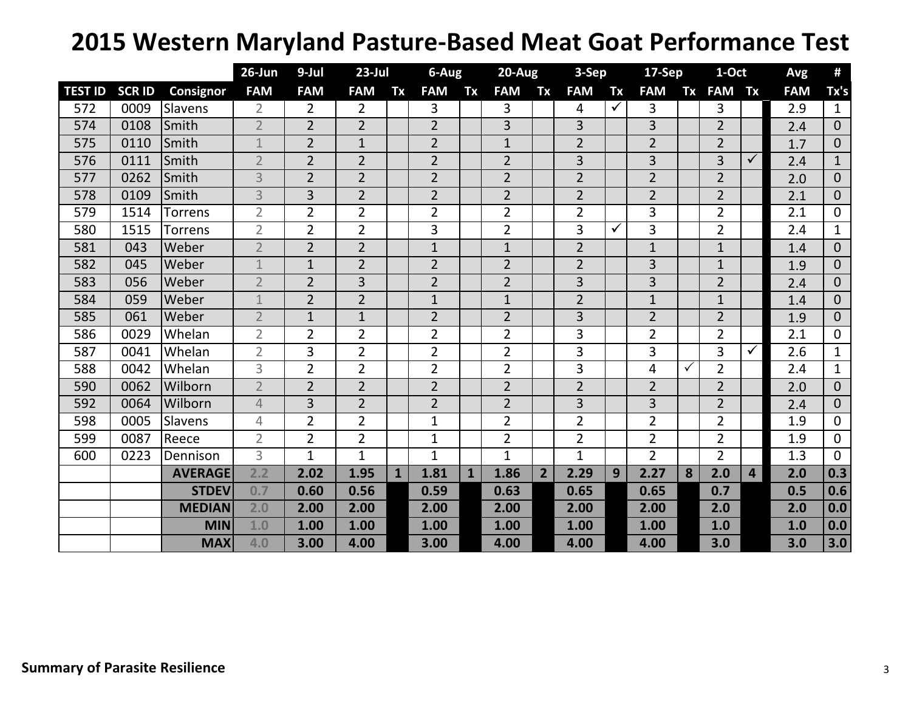# 2015 Western Maryland Pasture-Based Meat Goat Performance Test

| | | | 26-Jun | 9-Jul | 23-Jul | | 6-Aug | | 20-Aug | | 3-Sep | | 17-Sep | | 1-Oct | | Avg | # |
|---|---|---|---|---|---|---|---|---|---|---|---|---|---|---|---|---|---|---|
| TEST ID | SCR ID | Consignor | FAM | FAM | FAM | Tx | FAM | Tx | FAM | Tx | FAM | Tx | FAM | Tx | FAM | Tx | FAM | Tx's |
| 572 | 0009 | Slavens | 2 | 2 | 2 | | 3 | | 3 | | 4 | ✓ | 3 | | 3 | | 2.9 | 1 |
| 574 | 0108 | Smith | 2 | 2 | 2 | | 2 | | 3 | | 3 | | 3 | | 2 | | 2.4 | 0 |
| 575 | 0110 | Smith | 1 | 2 | 1 | | 2 | | 1 | | 2 | | 2 | | 2 | | 1.7 | 0 |
| 576 | 0111 | Smith | 2 | 2 | 2 | | 2 | | 2 | | 3 | | 3 | | 3 | ✓ | 2.4 | 1 |
| 577 | 0262 | Smith | 3 | 2 | 2 | | 2 | | 2 | | 2 | | 2 | | 2 | | 2.0 | 0 |
| 578 | 0109 | Smith | 3 | 3 | 2 | | 2 | | 2 | | 2 | | 2 | | 2 | | 2.1 | 0 |
| 579 | 1514 | Torrens | 2 | 2 | 2 | | 2 | | 2 | | 2 | | 3 | | 2 | | 2.1 | 0 |
| 580 | 1515 | Torrens | 2 | 2 | 2 | | 3 | | 2 | | 3 | ✓ | 3 | | 2 | | 2.4 | 1 |
| 581 | 043 | Weber | 2 | 2 | 2 | | 1 | | 1 | | 2 | | 1 | | 1 | | 1.4 | 0 |
| 582 | 045 | Weber | 1 | 1 | 2 | | 2 | | 2 | | 2 | | 3 | | 1 | | 1.9 | 0 |
| 583 | 056 | Weber | 2 | 2 | 3 | | 2 | | 2 | | 3 | | 3 | | 2 | | 2.4 | 0 |
| 584 | 059 | Weber | 1 | 2 | 2 | | 1 | | 1 | | 2 | | 1 | | 1 | | 1.4 | 0 |
| 585 | 061 | Weber | 2 | 1 | 1 | | 2 | | 2 | | 3 | | 2 | | 2 | | 1.9 | 0 |
| 586 | 0029 | Whelan | 2 | 2 | 2 | | 2 | | 2 | | 3 | | 2 | | 2 | | 2.1 | 0 |
| 587 | 0041 | Whelan | 2 | 3 | 2 | | 2 | | 2 | | 3 | | 3 | | 3 | ✓ | 2.6 | 1 |
| 588 | 0042 | Whelan | 3 | 2 | 2 | | 2 | | 2 | | 3 | | 4 | ✓ | 2 | | 2.4 | 1 |
| 590 | 0062 | Wilborn | 2 | 2 | 2 | | 2 | | 2 | | 2 | | 2 | | 2 | | 2.0 | 0 |
| 592 | 0064 | Wilborn | 4 | 3 | 2 | | 2 | | 2 | | 3 | | 3 | | 2 | | 2.4 | 0 |
| 598 | 0005 | Slavens | 4 | 2 | 2 | | 1 | | 2 | | 2 | | 2 | | 2 | | 1.9 | 0 |
| 599 | 0087 | Reece | 2 | 2 | 2 | | 1 | | 2 | | 2 | | 2 | | 2 | | 1.9 | 0 |
| 600 | 0223 | Dennison | 3 | 1 | 1 | | 1 | | 1 | | 1 | | 2 | | 2 | | 1.3 | 0 |
| | | **AVERAGE** | **2.2** | **2.02** | **1.95** | **1** | **1.81** | **1** | **1.86** | **2** | **2.29** | **9** | **2.27** | **8** | **2.0** | **4** | **2.0** | **0.3** |
| | | **STDEV** | **0.7** | **0.60** | **0.56** | | **0.59** | | **0.63** | | **0.65** | | **0.65** | | **0.7** | | **0.5** | **0.6** |
| | | **MEDIAN** | **2.0** | **2.00** | **2.00** | | **2.00** | | **2.00** | | **2.00** | | **2.00** | | **2.0** | | **2.0** | **0.0** |
| | | **MIN** | **1.0** | **1.00** | **1.00** | | **1.00** | | **1.00** | | **1.00** | | **1.00** | | **1.0** | | **1.0** | **0.0** |
| | | **MAX** | **4.0** | **3.00** | **4.00** | | **3.00** | | **4.00** | | **4.00** | | **4.00** | | **3.0** | | **3.0** | **3.0** |

**Summary of Parasite Resilience**